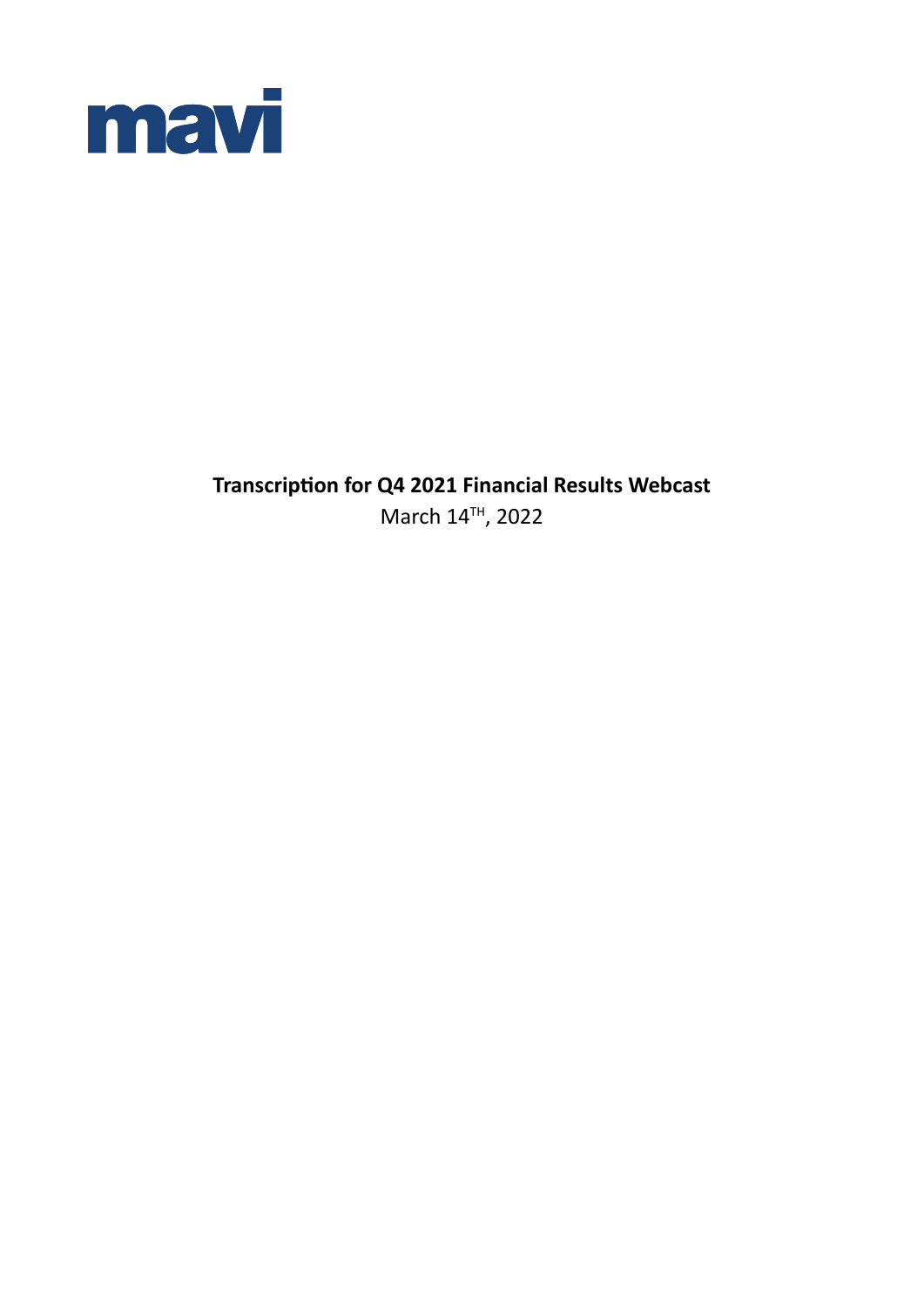mavi

**Transcription for Q4 2021 Financial Results Webcast**

March 14TH, 2022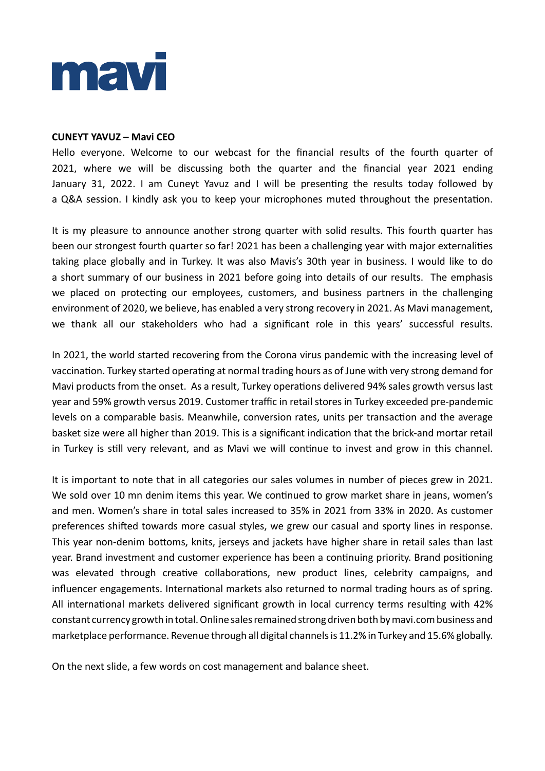**CUNEYT YAVUZ – Mavi CEO**

Hello everyone. Welcome to our webcast for the financial results of the fourth quarter of 2021, where we will be discussing both the quarter and the financial year 2021 ending January 31, 2022. I am Cuneyt Yavuz and I will be presenting the results today followed by a Q&A session. I kindly ask you to keep your microphones muted throughout the presentation.

It is my pleasure to announce another strong quarter with solid results. This fourth quarter has been our strongest fourth quarter so far! 2021 has been a challenging year with major externalities taking place globally and in Turkey. It was also Mavis's 30th year in business. I would like to do a short summary of our business in 2021 before going into details of our results. The emphasis we placed on protecting our employees, customers, and business partners in the challenging environment of 2020, we believe, has enabled a very strong recovery in 2021. As Mavi management, we thank all our stakeholders who had a significant role in this years' successful results.

In 2021, the world started recovering from the Corona virus pandemic with the increasing level of vaccination. Turkey started operating at normal trading hours as of June with very strong demand for Mavi products from the onset. As a result, Turkey operations delivered 94% sales growth versus last year and 59% growth versus 2019. Customer traffic in retail stores in Turkey exceeded pre-pandemic levels on a comparable basis. Meanwhile, conversion rates, units per transaction and the average basket size were all higher than 2019. This is a significant indication that the brick-and mortar retail in Turkey is still very relevant, and as Mavi we will continue to invest and grow in this channel.

It is important to note that in all categories our sales volumes in number of pieces grew in 2021. We sold over 10 mn denim items this year. We continued to grow market share in jeans, women's and men. Women's share in total sales increased to 35% in 2021 from 33% in 2020. As customer preferences shifted towards more casual styles, we grew our casual and sporty lines in response. This year non-denim bottoms, knits, jerseys and jackets have higher share in retail sales than last year. Brand investment and customer experience has been a continuing priority. Brand positioning was elevated through creative collaborations, new product lines, celebrity campaigns, and influencer engagements. International markets also returned to normal trading hours as of spring. All international markets delivered significant growth in local currency terms resulting with 42% constant currency growth in total. Online sales remained strong driven both by mavi.com business and marketplace performance. Revenue through all digital channels is 11.2% in Turkey and 15.6% globally.

On the next slide, a few words on cost management and balance sheet.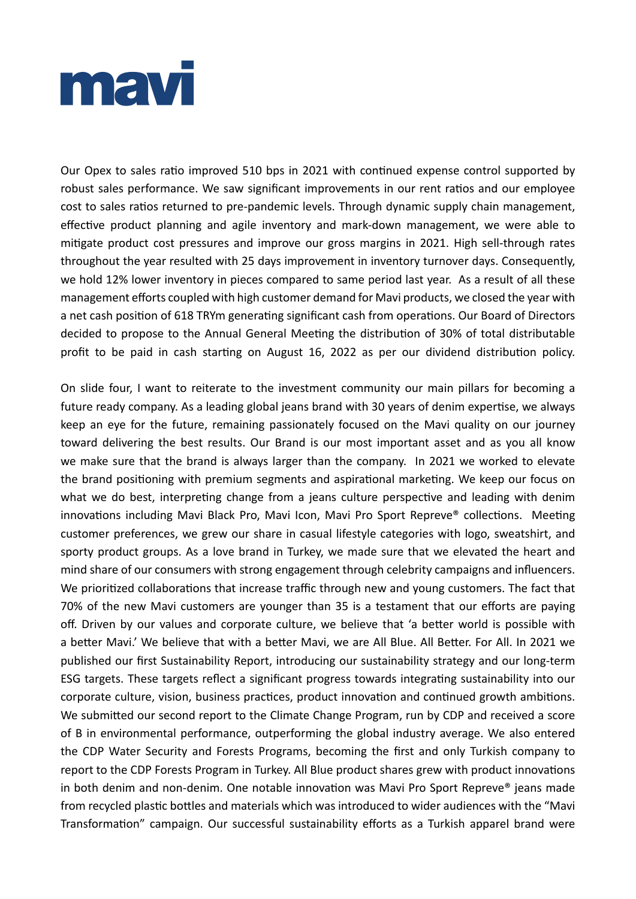Our Opex to sales ratio improved 510 bps in 2021 with continued expense control supported by robust sales performance. We saw significant improvements in our rent ratios and our employee cost to sales ratios returned to pre-pandemic levels. Through dynamic supply chain management, effective product planning and agile inventory and mark-down management, we were able to mitigate product cost pressures and improve our gross margins in 2021. High sell-through rates throughout the year resulted with 25 days improvement in inventory turnover days. Consequently, we hold 12% lower inventory in pieces compared to same period last year. As a result of all these management efforts coupled with high customer demand for Mavi products, we closed the year with a net cash position of 618 TRYm generating significant cash from operations. Our Board of Directors decided to propose to the Annual General Meeting the distribution of 30% of total distributable profit to be paid in cash starting on August 16, 2022 as per our dividend distribution policy.

On slide four, I want to reiterate to the investment community our main pillars for becoming a future ready company. As a leading global jeans brand with 30 years of denim expertise, we always keep an eye for the future, remaining passionately focused on the Mavi quality on our journey toward delivering the best results. Our Brand is our most important asset and as you all know we make sure that the brand is always larger than the company. In 2021 we worked to elevate the brand positioning with premium segments and aspirational marketing. We keep our focus on what we do best, interpreting change from a jeans culture perspective and leading with denim innovations including Mavi Black Pro, Mavi Icon, Mavi Pro Sport Repreve® collections. Meeting customer preferences, we grew our share in casual lifestyle categories with logo, sweatshirt, and sporty product groups. As a love brand in Turkey, we made sure that we elevated the heart and mind share of our consumers with strong engagement through celebrity campaigns and influencers. We prioritized collaborations that increase traffic through new and young customers. The fact that 70% of the new Mavi customers are younger than 35 is a testament that our efforts are paying off. Driven by our values and corporate culture, we believe that 'a better world is possible with a better Mavi.' We believe that with a better Mavi, we are All Blue. All Better. For All. In 2021 we published our first Sustainability Report, introducing our sustainability strategy and our long-term ESG targets. These targets reflect a significant progress towards integrating sustainability into our corporate culture, vision, business practices, product innovation and continued growth ambitions. We submitted our second report to the Climate Change Program, run by CDP and received a score of B in environmental performance, outperforming the global industry average. We also entered the CDP Water Security and Forests Programs, becoming the first and only Turkish company to report to the CDP Forests Program in Turkey. All Blue product shares grew with product innovations in both denim and non-denim. One notable innovation was Mavi Pro Sport Repreve® jeans made from recycled plastic bottles and materials which was introduced to wider audiences with the "Mavi Transformation" campaign. Our successful sustainability efforts as a Turkish apparel brand were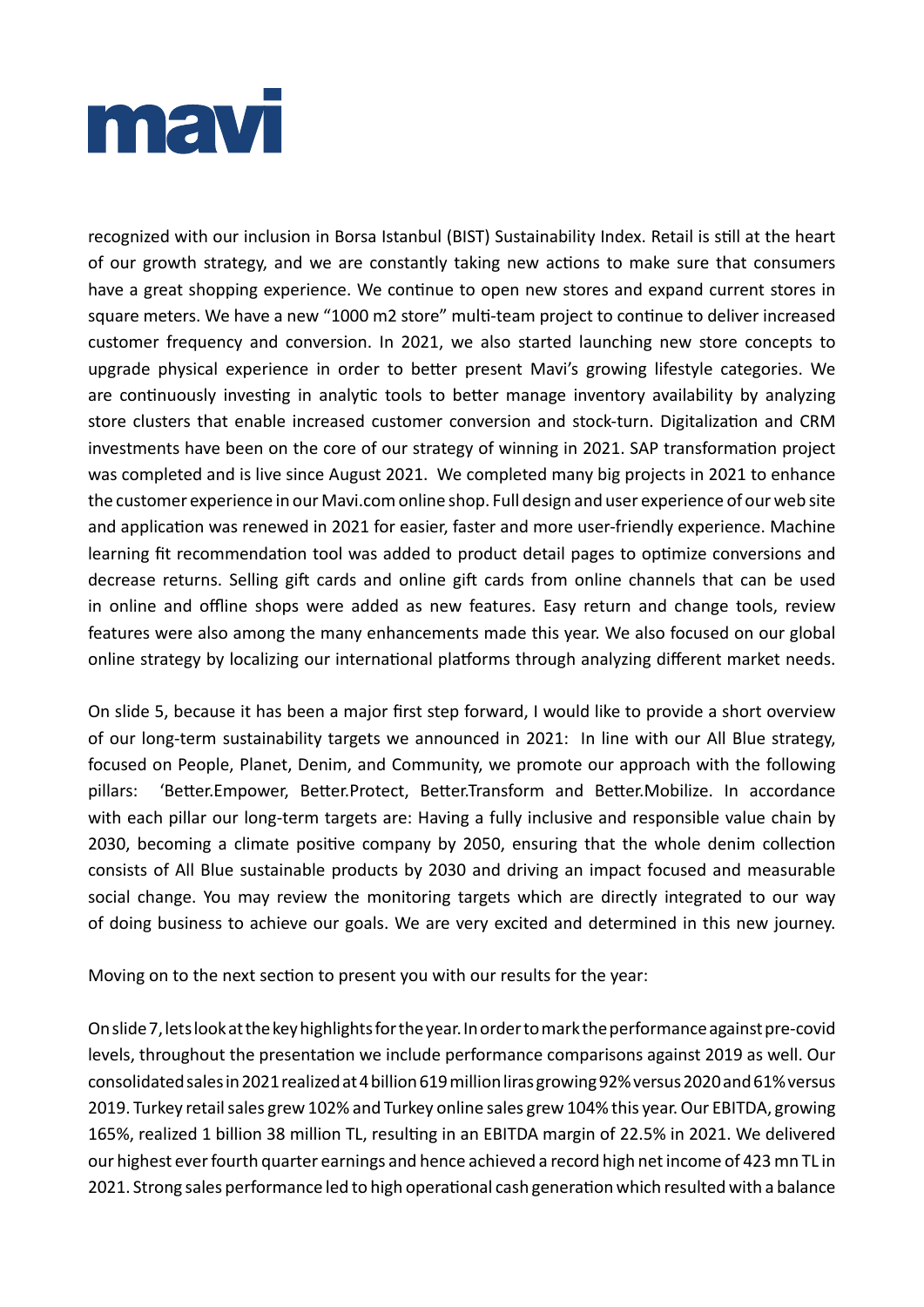recognized with our inclusion in Borsa Istanbul (BIST) Sustainability Index. Retail is still at the heart of our growth strategy, and we are constantly taking new actions to make sure that consumers have a great shopping experience. We continue to open new stores and expand current stores in square meters. We have a new "1000 m2 store" multi-team project to continue to deliver increased customer frequency and conversion. In 2021, we also started launching new store concepts to upgrade physical experience in order to better present Mavi's growing lifestyle categories. We are continuously investing in analytic tools to better manage inventory availability by analyzing store clusters that enable increased customer conversion and stock-turn. Digitalization and CRM investments have been on the core of our strategy of winning in 2021. SAP transformation project was completed and is live since August 2021. We completed many big projects in 2021 to enhance the customer experience in our Mavi.com online shop. Full design and user experience of our web site and application was renewed in 2021 for easier, faster and more user-friendly experience. Machine learning fit recommendation tool was added to product detail pages to optimize conversions and decrease returns. Selling gift cards and online gift cards from online channels that can be used in online and offline shops were added as new features. Easy return and change tools, review features were also among the many enhancements made this year. We also focused on our global online strategy by localizing our international platforms through analyzing different market needs.

On slide 5, because it has been a major first step forward, I would like to provide a short overview of our long-term sustainability targets we announced in 2021: In line with our All Blue strategy, focused on People, Planet, Denim, and Community, we promote our approach with the following pillars: 'Better.Empower, Better.Protect, Better.Transform and Better.Mobilize. In accordance with each pillar our long-term targets are: Having a fully inclusive and responsible value chain by 2030, becoming a climate positive company by 2050, ensuring that the whole denim collection consists of All Blue sustainable products by 2030 and driving an impact focused and measurable social change. You may review the monitoring targets which are directly integrated to our way of doing business to achieve our goals. We are very excited and determined in this new journey.

Moving on to the next section to present you with our results for the year:

On slide 7, lets look at the key highlights for the year. In order to mark the performance against pre-covid levels, throughout the presentation we include performance comparisons against 2019 as well. Our consolidated sales in 2021 realized at 4 billion 619 million liras growing 92% versus 2020 and 61% versus 2019. Turkey retail sales grew 102% and Turkey online sales grew 104% this year. Our EBITDA, growing 165%, realized 1 billion 38 million TL, resulting in an EBITDA margin of 22.5% in 2021. We delivered our highest ever fourth quarter earnings and hence achieved a record high net income of 423 mn TL in 2021. Strong sales performance led to high operational cash generation which resulted with a balance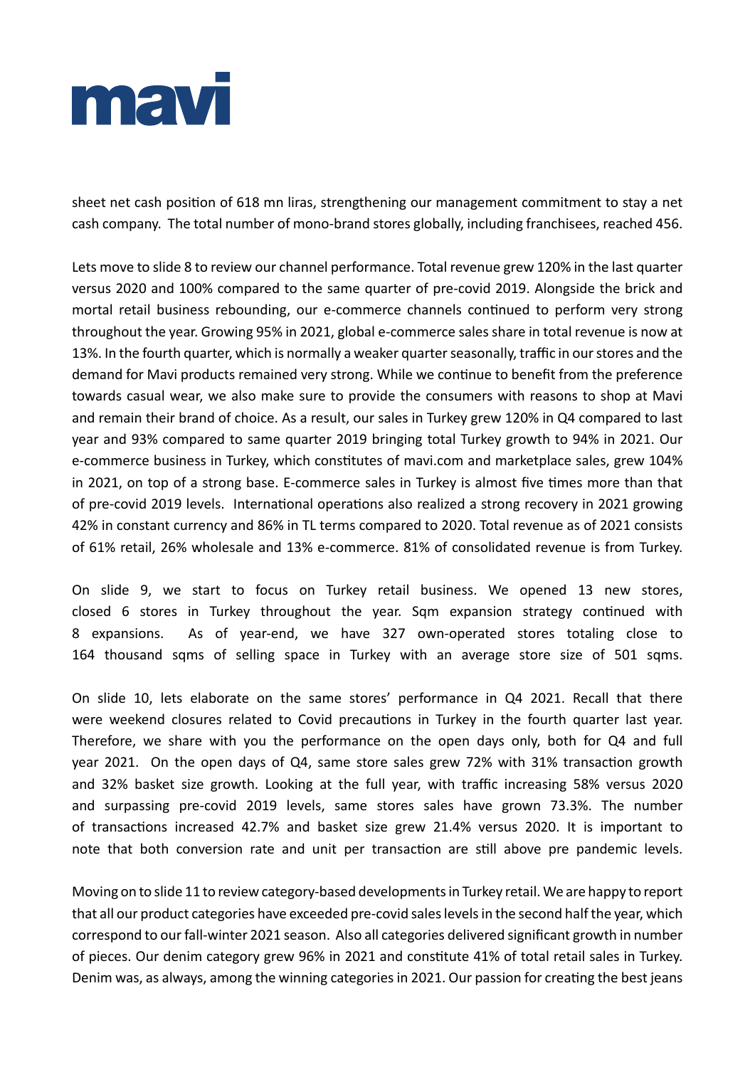sheet net cash position of 618 mn liras, strengthening our management commitment to stay a net cash company. The total number of mono-brand stores globally, including franchisees, reached 456.

Lets move to slide 8 to review our channel performance. Total revenue grew 120% in the last quarter versus 2020 and 100% compared to the same quarter of pre-covid 2019. Alongside the brick and mortal retail business rebounding, our e-commerce channels continued to perform very strong throughout the year. Growing 95% in 2021, global e-commerce sales share in total revenue is now at 13%. In the fourth quarter, which is normally a weaker quarter seasonally, traffic in our stores and the demand for Mavi products remained very strong. While we continue to benefit from the preference towards casual wear, we also make sure to provide the consumers with reasons to shop at Mavi and remain their brand of choice. As a result, our sales in Turkey grew 120% in Q4 compared to last year and 93% compared to same quarter 2019 bringing total Turkey growth to 94% in 2021. Our e-commerce business in Turkey, which constitutes of mavi.com and marketplace sales, grew 104% in 2021, on top of a strong base. E-commerce sales in Turkey is almost five times more than that of pre-covid 2019 levels. International operations also realized a strong recovery in 2021 growing 42% in constant currency and 86% in TL terms compared to 2020. Total revenue as of 2021 consists of 61% retail, 26% wholesale and 13% e-commerce. 81% of consolidated revenue is from Turkey.

On slide 9, we start to focus on Turkey retail business. We opened 13 new stores, closed 6 stores in Turkey throughout the year. Sqm expansion strategy continued with 8 expansions. As of year-end, we have 327 own-operated stores totaling close to 164 thousand sqms of selling space in Turkey with an average store size of 501 sqms.

On slide 10, lets elaborate on the same stores' performance in Q4 2021. Recall that there were weekend closures related to Covid precautions in Turkey in the fourth quarter last year. Therefore, we share with you the performance on the open days only, both for Q4 and full year 2021. On the open days of Q4, same store sales grew 72% with 31% transaction growth and 32% basket size growth. Looking at the full year, with traffic increasing 58% versus 2020 and surpassing pre-covid 2019 levels, same stores sales have grown 73.3%. The number of transactions increased 42.7% and basket size grew 21.4% versus 2020. It is important to note that both conversion rate and unit per transaction are still above pre pandemic levels.

Moving on to slide 11 to review category-based developments in Turkey retail. We are happy to report that all our product categories have exceeded pre-covid sales levels in the second half the year, which correspond to our fall-winter 2021 season. Also all categories delivered significant growth in number of pieces. Our denim category grew 96% in 2021 and constitute 41% of total retail sales in Turkey. Denim was, as always, among the winning categories in 2021. Our passion for creating the best jeans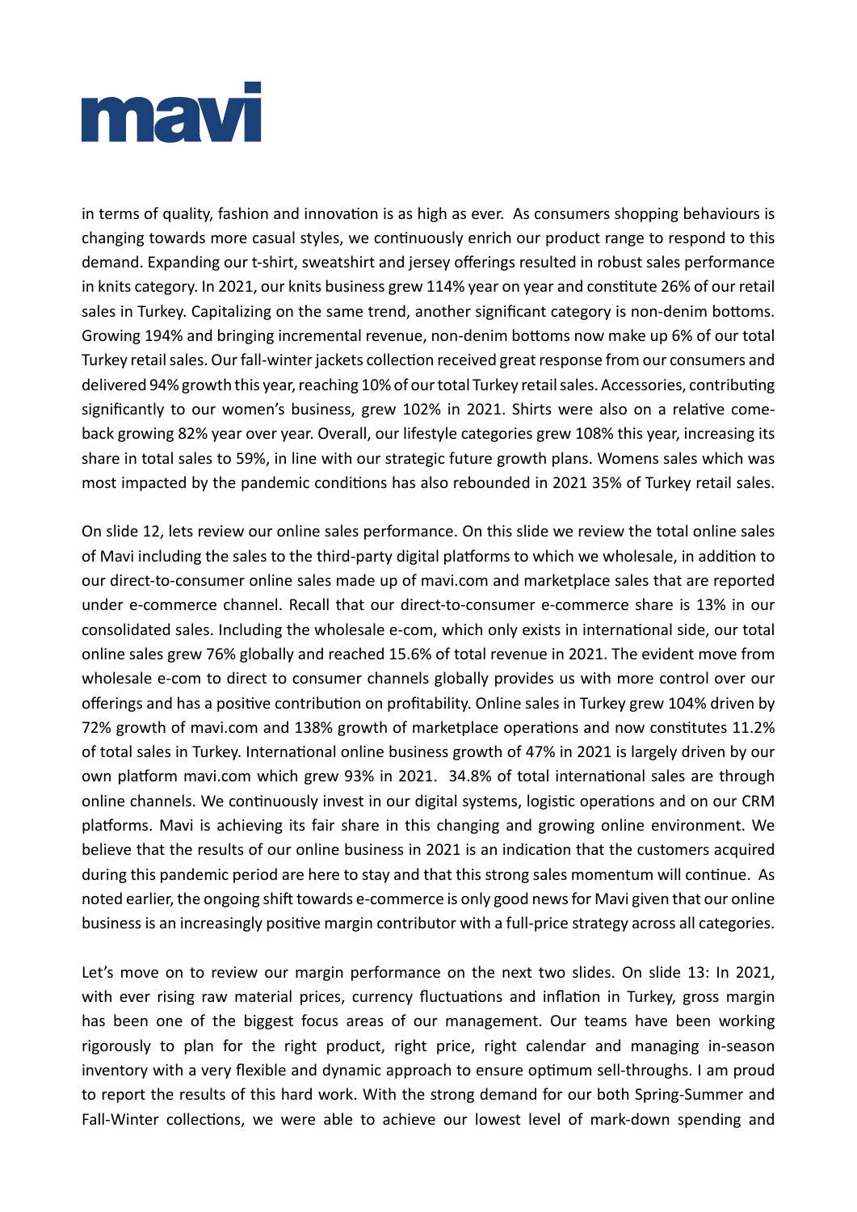in terms of quality, fashion and innovation is as high as ever. As consumers shopping behaviours is changing towards more casual styles, we continuously enrich our product range to respond to this demand. Expanding our t-shirt, sweatshirt and jersey offerings resulted in robust sales performance in knits category. In 2021, our knits business grew 114% year on year and constitute 26% of our retail sales in Turkey. Capitalizing on the same trend, another significant category is non-denim bottoms. Growing 194% and bringing incremental revenue, non-denim bottoms now make up 6% of our total Turkey retail sales. Our fall-winter jackets collection received great response from our consumers and delivered 94% growth this year, reaching 10% of our total Turkey retail sales. Accessories, contributing significantly to our women's business, grew 102% in 2021. Shirts were also on a relative come-back growing 82% year over year. Overall, our lifestyle categories grew 108% this year, increasing its share in total sales to 59%, in line with our strategic future growth plans. Womens sales which was most impacted by the pandemic conditions has also rebounded in 2021 35% of Turkey retail sales.

On slide 12, lets review our online sales performance. On this slide we review the total online sales of Mavi including the sales to the third-party digital platforms to which we wholesale, in addition to our direct-to-consumer online sales made up of mavi.com and marketplace sales that are reported under e-commerce channel. Recall that our direct-to-consumer e-commerce share is 13% in our consolidated sales. Including the wholesale e-com, which only exists in international side, our total online sales grew 76% globally and reached 15.6% of total revenue in 2021. The evident move from wholesale e-com to direct to consumer channels globally provides us with more control over our offerings and has a positive contribution on profitability. Online sales in Turkey grew 104% driven by 72% growth of mavi.com and 138% growth of marketplace operations and now constitutes 11.2% of total sales in Turkey. International online business growth of 47% in 2021 is largely driven by our own platform mavi.com which grew 93% in 2021. 34.8% of total international sales are through online channels. We continuously invest in our digital systems, logistic operations and on our CRM platforms. Mavi is achieving its fair share in this changing and growing online environment. We believe that the results of our online business in 2021 is an indication that the customers acquired during this pandemic period are here to stay and that this strong sales momentum will continue. As noted earlier, the ongoing shift towards e-commerce is only good news for Mavi given that our online business is an increasingly positive margin contributor with a full-price strategy across all categories.

Let's move on to review our margin performance on the next two slides. On slide 13: In 2021, with ever rising raw material prices, currency fluctuations and inflation in Turkey, gross margin has been one of the biggest focus areas of our management. Our teams have been working rigorously to plan for the right product, right price, right calendar and managing in-season inventory with a very flexible and dynamic approach to ensure optimum sell-throughs. I am proud to report the results of this hard work. With the strong demand for our both Spring-Summer and Fall-Winter collections, we were able to achieve our lowest level of mark-down spending and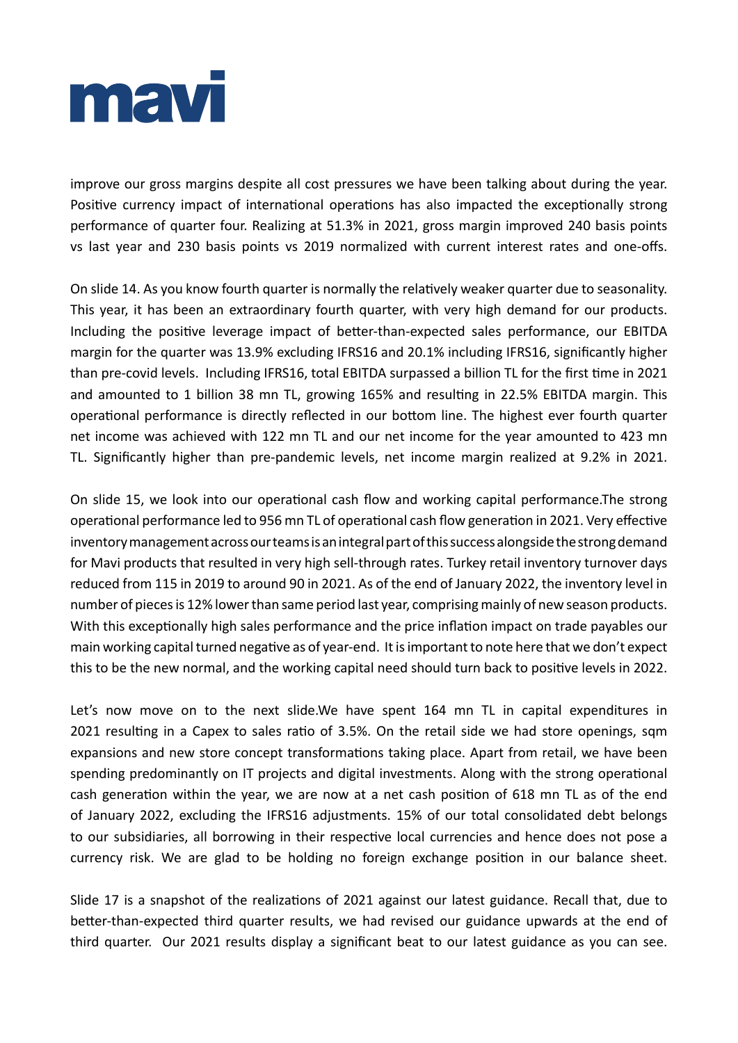improve our gross margins despite all cost pressures we have been talking about during the year. Positive currency impact of international operations has also impacted the exceptionally strong performance of quarter four. Realizing at 51.3% in 2021, gross margin improved 240 basis points vs last year and 230 basis points vs 2019 normalized with current interest rates and one-offs.

On slide 14. As you know fourth quarter is normally the relatively weaker quarter due to seasonality. This year, it has been an extraordinary fourth quarter, with very high demand for our products. Including the positive leverage impact of better-than-expected sales performance, our EBITDA margin for the quarter was 13.9% excluding IFRS16 and 20.1% including IFRS16, significantly higher than pre-covid levels. Including IFRS16, total EBITDA surpassed a billion TL for the first time in 2021 and amounted to 1 billion 38 mn TL, growing 165% and resulting in 22.5% EBITDA margin. This operational performance is directly reflected in our bottom line. The highest ever fourth quarter net income was achieved with 122 mn TL and our net income for the year amounted to 423 mn TL. Significantly higher than pre-pandemic levels, net income margin realized at 9.2% in 2021.

On slide 15, we look into our operational cash flow and working capital performance.The strong operational performance led to 956 mn TL of operational cash flow generation in 2021. Very effective inventory management across our teams is an integral part of this success alongside the strong demand for Mavi products that resulted in very high sell-through rates. Turkey retail inventory turnover days reduced from 115 in 2019 to around 90 in 2021. As of the end of January 2022, the inventory level in number of pieces is 12% lower than same period last year, comprising mainly of new season products. With this exceptionally high sales performance and the price inflation impact on trade payables our main working capital turned negative as of year-end. It is important to note here that we don't expect this to be the new normal, and the working capital need should turn back to positive levels in 2022.

Let's now move on to the next slide.We have spent 164 mn TL in capital expenditures in 2021 resulting in a Capex to sales ratio of 3.5%. On the retail side we had store openings, sqm expansions and new store concept transformations taking place. Apart from retail, we have been spending predominantly on IT projects and digital investments. Along with the strong operational cash generation within the year, we are now at a net cash position of 618 mn TL as of the end of January 2022, excluding the IFRS16 adjustments. 15% of our total consolidated debt belongs to our subsidiaries, all borrowing in their respective local currencies and hence does not pose a currency risk. We are glad to be holding no foreign exchange position in our balance sheet.

Slide 17 is a snapshot of the realizations of 2021 against our latest guidance. Recall that, due to better-than-expected third quarter results, we had revised our guidance upwards at the end of third quarter. Our 2021 results display a significant beat to our latest guidance as you can see.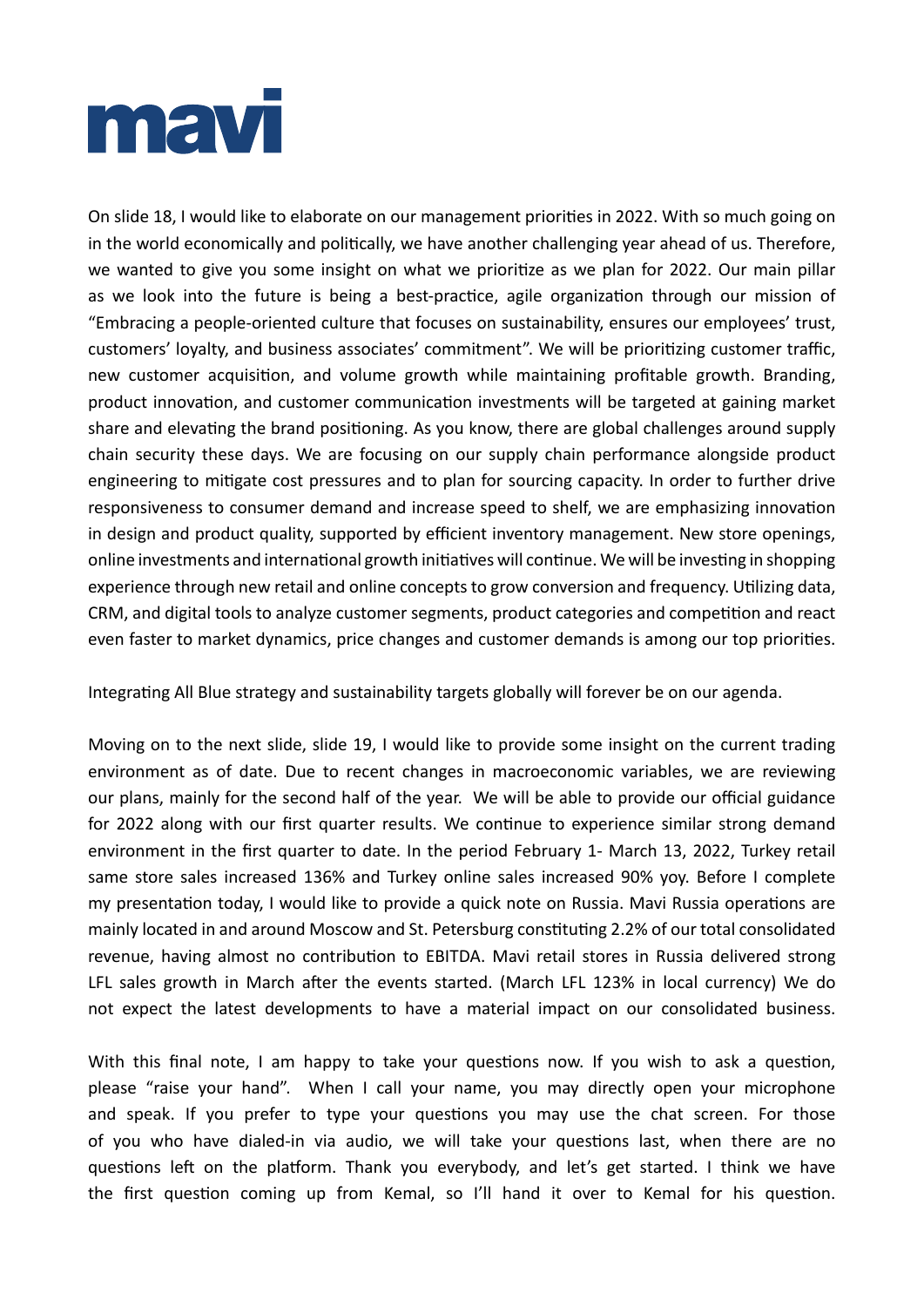On slide 18, I would like to elaborate on our management priorities in 2022. With so much going on in the world economically and politically, we have another challenging year ahead of us. Therefore, we wanted to give you some insight on what we prioritize as we plan for 2022. Our main pillar as we look into the future is being a best-practice, agile organization through our mission of "Embracing a people-oriented culture that focuses on sustainability, ensures our employees' trust, customers' loyalty, and business associates' commitment". We will be prioritizing customer traffic, new customer acquisition, and volume growth while maintaining profitable growth. Branding, product innovation, and customer communication investments will be targeted at gaining market share and elevating the brand positioning. As you know, there are global challenges around supply chain security these days. We are focusing on our supply chain performance alongside product engineering to mitigate cost pressures and to plan for sourcing capacity. In order to further drive responsiveness to consumer demand and increase speed to shelf, we are emphasizing innovation in design and product quality, supported by efficient inventory management. New store openings, online investments and international growth initiatives will continue. We will be investing in shopping experience through new retail and online concepts to grow conversion and frequency. Utilizing data, CRM, and digital tools to analyze customer segments, product categories and competition and react even faster to market dynamics, price changes and customer demands is among our top priorities.

Integrating All Blue strategy and sustainability targets globally will forever be on our agenda.

Moving on to the next slide, slide 19, I would like to provide some insight on the current trading environment as of date. Due to recent changes in macroeconomic variables, we are reviewing our plans, mainly for the second half of the year. We will be able to provide our official guidance for 2022 along with our first quarter results. We continue to experience similar strong demand environment in the first quarter to date. In the period February 1- March 13, 2022, Turkey retail same store sales increased 136% and Turkey online sales increased 90% yoy. Before I complete my presentation today, I would like to provide a quick note on Russia. Mavi Russia operations are mainly located in and around Moscow and St. Petersburg constituting 2.2% of our total consolidated revenue, having almost no contribution to EBITDA. Mavi retail stores in Russia delivered strong LFL sales growth in March after the events started. (March LFL 123% in local currency) We do not expect the latest developments to have a material impact on our consolidated business.

With this final note, I am happy to take your questions now. If you wish to ask a question, please "raise your hand". When I call your name, you may directly open your microphone and speak. If you prefer to type your questions you may use the chat screen. For those of you who have dialed-in via audio, we will take your questions last, when there are no questions left on the platform. Thank you everybody, and let's get started. I think we have the first question coming up from Kemal, so I'll hand it over to Kemal for his question.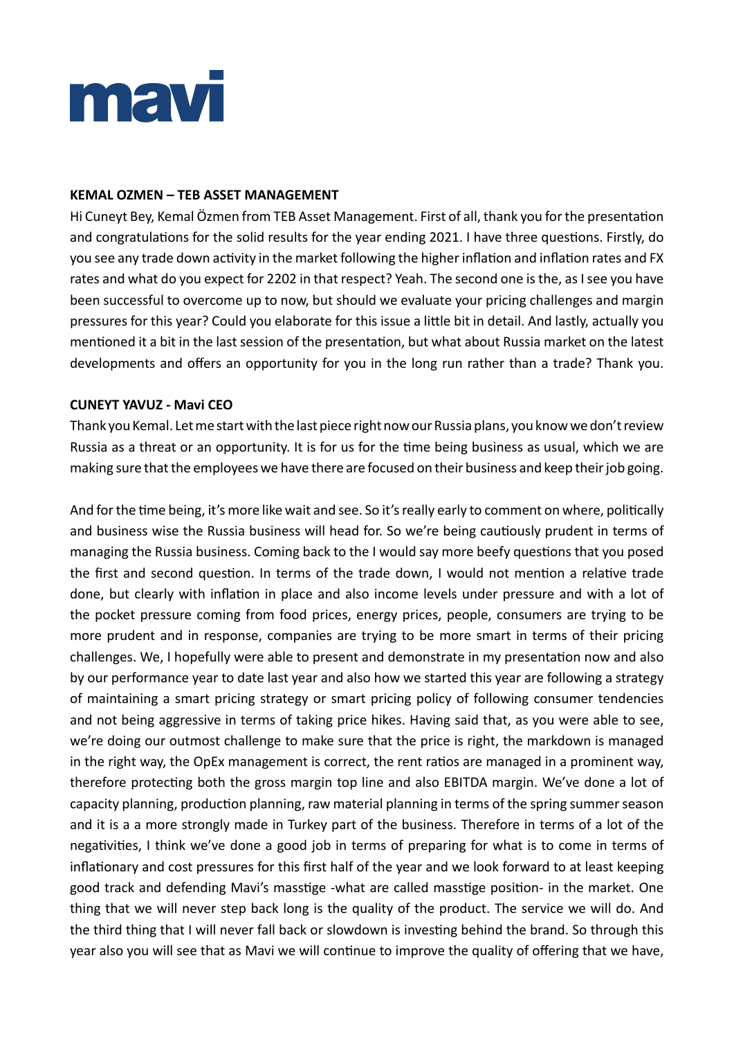mavi

**KEMAL OZMEN – TEB ASSET MANAGEMENT**

Hi Cuneyt Bey, Kemal Özmen from TEB Asset Management. First of all, thank you for the presentation and congratulations for the solid results for the year ending 2021. I have three questions. Firstly, do you see any trade down activity in the market following the higher inflation and inflation rates and FX rates and what do you expect for 2202 in that respect? Yeah. The second one is the, as I see you have been successful to overcome up to now, but should we evaluate your pricing challenges and margin pressures for this year? Could you elaborate for this issue a little bit in detail. And lastly, actually you mentioned it a bit in the last session of the presentation, but what about Russia market on the latest developments and offers an opportunity for you in the long run rather than a trade? Thank you.

**CUNEYT YAVUZ - Mavi CEO**

Thank you Kemal. Let me start with the last piece right now our Russia plans, you know we don't review Russia as a threat or an opportunity. It is for us for the time being business as usual, which we are making sure that the employees we have there are focused on their business and keep their job going.

And for the time being, it's more like wait and see. So it's really early to comment on where, politically and business wise the Russia business will head for. So we're being cautiously prudent in terms of managing the Russia business. Coming back to the I would say more beefy questions that you posed the first and second question. In terms of the trade down, I would not mention a relative trade done, but clearly with inflation in place and also income levels under pressure and with a lot of the pocket pressure coming from food prices, energy prices, people, consumers are trying to be more prudent and in response, companies are trying to be more smart in terms of their pricing challenges. We, I hopefully were able to present and demonstrate in my presentation now and also by our performance year to date last year and also how we started this year are following a strategy of maintaining a smart pricing strategy or smart pricing policy of following consumer tendencies and not being aggressive in terms of taking price hikes. Having said that, as you were able to see, we're doing our outmost challenge to make sure that the price is right, the markdown is managed in the right way, the OpEx management is correct, the rent ratios are managed in a prominent way, therefore protecting both the gross margin top line and also EBITDA margin. We've done a lot of capacity planning, production planning, raw material planning in terms of the spring summer season and it is a a more strongly made in Turkey part of the business. Therefore in terms of a lot of the negativities, I think we've done a good job in terms of preparing for what is to come in terms of inflationary and cost pressures for this first half of the year and we look forward to at least keeping good track and defending Mavi's masstige -what are called masstige position- in the market. One thing that we will never step back long is the quality of the product. The service we will do. And the third thing that I will never fall back or slowdown is investing behind the brand. So through this year also you will see that as Mavi we will continue to improve the quality of offering that we have,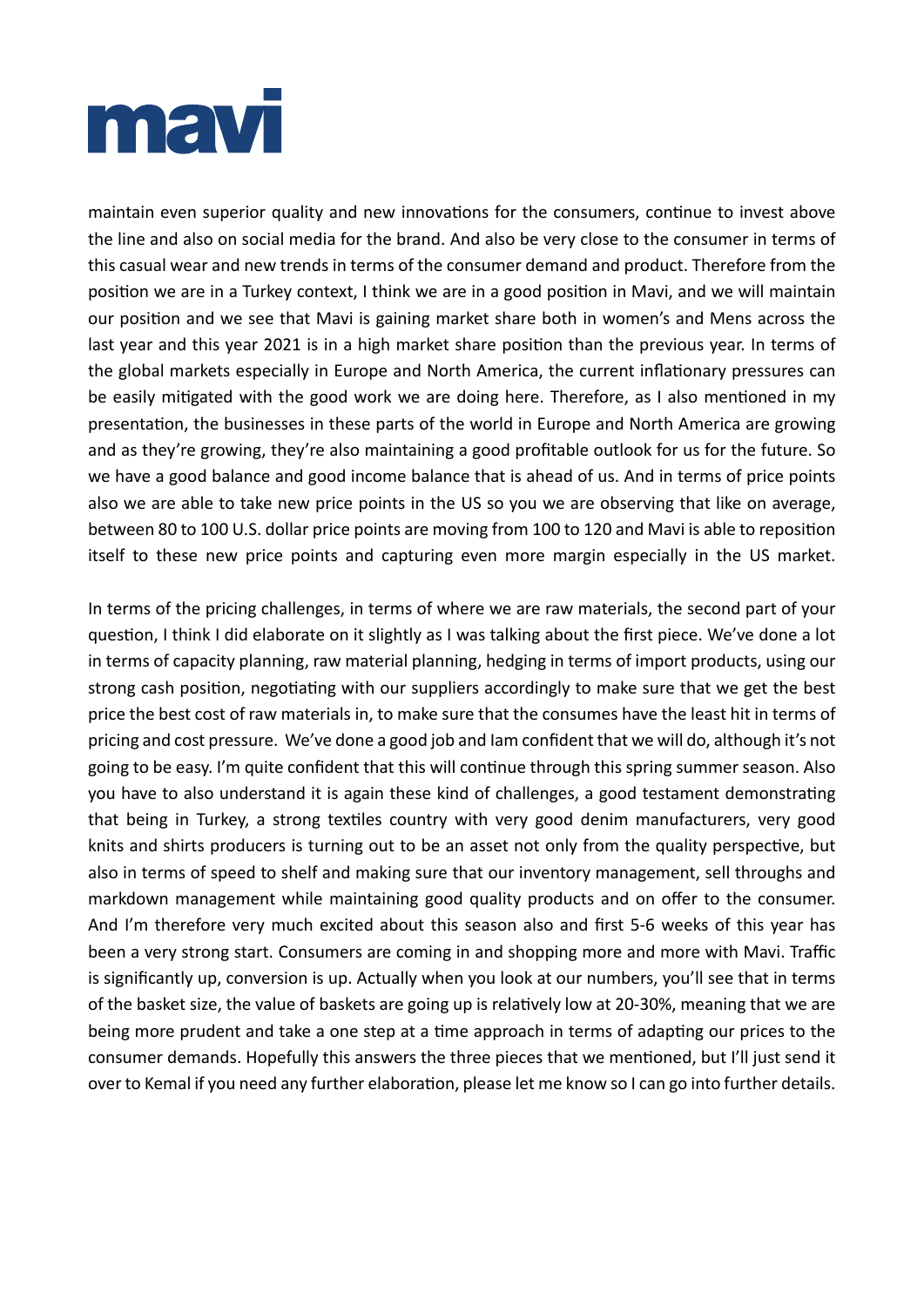maintain even superior quality and new innovations for the consumers, continue to invest above the line and also on social media for the brand. And also be very close to the consumer in terms of this casual wear and new trends in terms of the consumer demand and product. Therefore from the position we are in a Turkey context, I think we are in a good position in Mavi, and we will maintain our position and we see that Mavi is gaining market share both in women's and Mens across the last year and this year 2021 is in a high market share position than the previous year. In terms of the global markets especially in Europe and North America, the current inflationary pressures can be easily mitigated with the good work we are doing here. Therefore, as I also mentioned in my presentation, the businesses in these parts of the world in Europe and North America are growing and as they're growing, they're also maintaining a good profitable outlook for us for the future. So we have a good balance and good income balance that is ahead of us. And in terms of price points also we are able to take new price points in the US so you we are observing that like on average, between 80 to 100 U.S. dollar price points are moving from 100 to 120 and Mavi is able to reposition itself to these new price points and capturing even more margin especially in the US market.

In terms of the pricing challenges, in terms of where we are raw materials, the second part of your question, I think I did elaborate on it slightly as I was talking about the first piece. We've done a lot in terms of capacity planning, raw material planning, hedging in terms of import products, using our strong cash position, negotiating with our suppliers accordingly to make sure that we get the best price the best cost of raw materials in, to make sure that the consumes have the least hit in terms of pricing and cost pressure. We've done a good job and Iam confident that we will do, although it's not going to be easy. I'm quite confident that this will continue through this spring summer season. Also you have to also understand it is again these kind of challenges, a good testament demonstrating that being in Turkey, a strong textiles country with very good denim manufacturers, very good knits and shirts producers is turning out to be an asset not only from the quality perspective, but also in terms of speed to shelf and making sure that our inventory management, sell throughs and markdown management while maintaining good quality products and on offer to the consumer. And I'm therefore very much excited about this season also and first 5-6 weeks of this year has been a very strong start. Consumers are coming in and shopping more and more with Mavi. Traffic is significantly up, conversion is up. Actually when you look at our numbers, you'll see that in terms of the basket size, the value of baskets are going up is relatively low at 20-30%, meaning that we are being more prudent and take a one step at a time approach in terms of adapting our prices to the consumer demands. Hopefully this answers the three pieces that we mentioned, but I'll just send it over to Kemal if you need any further elaboration, please let me know so I can go into further details.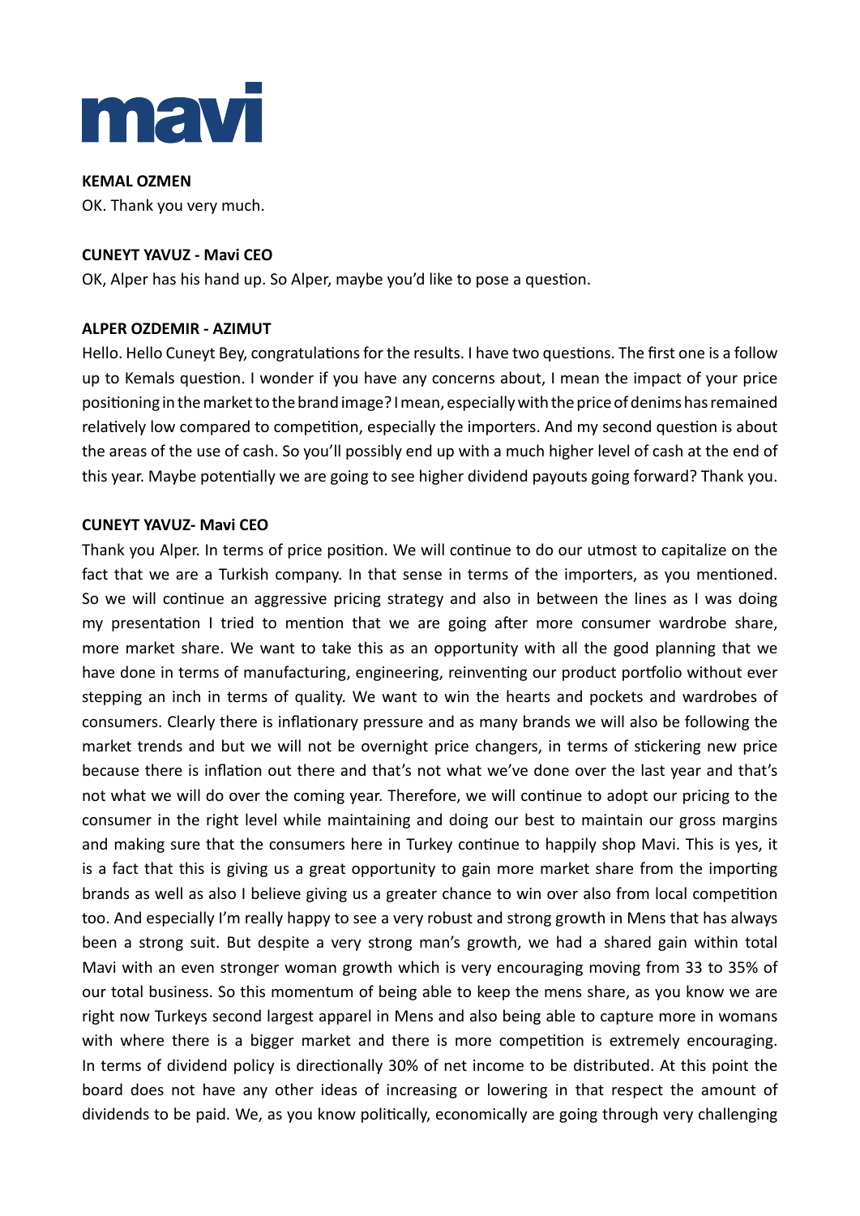**KEMAL OZMEN**
OK. Thank you very much.

**CUNEYT YAVUZ - Mavi CEO**
OK, Alper has his hand up. So Alper, maybe you'd like to pose a question.

**ALPER OZDEMIR - AZIMUT**
Hello. Hello Cuneyt Bey, congratulations for the results. I have two questions. The first one is a follow up to Kemals question. I wonder if you have any concerns about, I mean the impact of your price positioning in the market to the brand image? I mean, especially with the price of denims has remained relatively low compared to competition, especially the importers. And my second question is about the areas of the use of cash. So you'll possibly end up with a much higher level of cash at the end of this year. Maybe potentially we are going to see higher dividend payouts going forward? Thank you.

**CUNEYT YAVUZ- Mavi CEO**
Thank you Alper. In terms of price position. We will continue to do our utmost to capitalize on the fact that we are a Turkish company. In that sense in terms of the importers, as you mentioned. So we will continue an aggressive pricing strategy and also in between the lines as I was doing my presentation I tried to mention that we are going after more consumer wardrobe share, more market share. We want to take this as an opportunity with all the good planning that we have done in terms of manufacturing, engineering, reinventing our product portfolio without ever stepping an inch in terms of quality. We want to win the hearts and pockets and wardrobes of consumers. Clearly there is inflationary pressure and as many brands we will also be following the market trends and but we will not be overnight price changers, in terms of stickering new price because there is inflation out there and that's not what we've done over the last year and that's not what we will do over the coming year. Therefore, we will continue to adopt our pricing to the consumer in the right level while maintaining and doing our best to maintain our gross margins and making sure that the consumers here in Turkey continue to happily shop Mavi. This is yes, it is a fact that this is giving us a great opportunity to gain more market share from the importing brands as well as also I believe giving us a greater chance to win over also from local competition too. And especially I'm really happy to see a very robust and strong growth in Mens that has always been a strong suit. But despite a very strong man's growth, we had a shared gain within total Mavi with an even stronger woman growth which is very encouraging moving from 33 to 35% of our total business. So this momentum of being able to keep the mens share, as you know we are right now Turkeys second largest apparel in Mens and also being able to capture more in womans with where there is a bigger market and there is more competition is extremely encouraging. In terms of dividend policy is directionally 30% of net income to be distributed. At this point the board does not have any other ideas of increasing or lowering in that respect the amount of dividends to be paid. We, as you know politically, economically are going through very challenging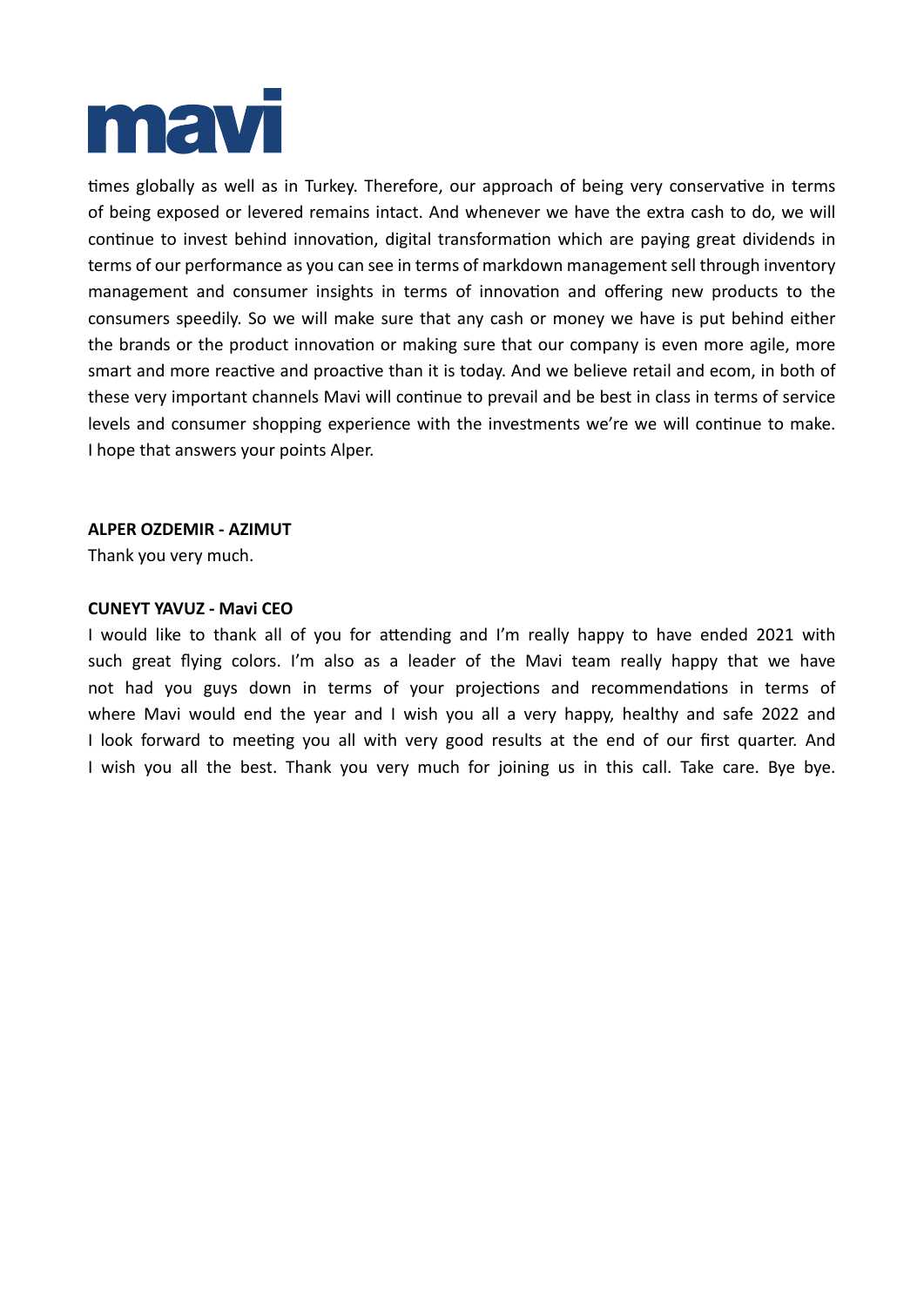times globally as well as in Turkey. Therefore, our approach of being very conservative in terms of being exposed or levered remains intact. And whenever we have the extra cash to do, we will continue to invest behind innovation, digital transformation which are paying great dividends in terms of our performance as you can see in terms of markdown management sell through inventory management and consumer insights in terms of innovation and offering new products to the consumers speedily. So we will make sure that any cash or money we have is put behind either the brands or the product innovation or making sure that our company is even more agile, more smart and more reactive and proactive than it is today. And we believe retail and ecom, in both of these very important channels Mavi will continue to prevail and be best in class in terms of service levels and consumer shopping experience with the investments we're we will continue to make. I hope that answers your points Alper.

**ALPER OZDEMIR - AZIMUT**

Thank you very much.

**CUNEYT YAVUZ - Mavi CEO**

I would like to thank all of you for attending and I'm really happy to have ended 2021 with such great flying colors. I'm also as a leader of the Mavi team really happy that we have not had you guys down in terms of your projections and recommendations in terms of where Mavi would end the year and I wish you all a very happy, healthy and safe 2022 and I look forward to meeting you all with very good results at the end of our first quarter. And I wish you all the best. Thank you very much for joining us in this call. Take care. Bye bye.